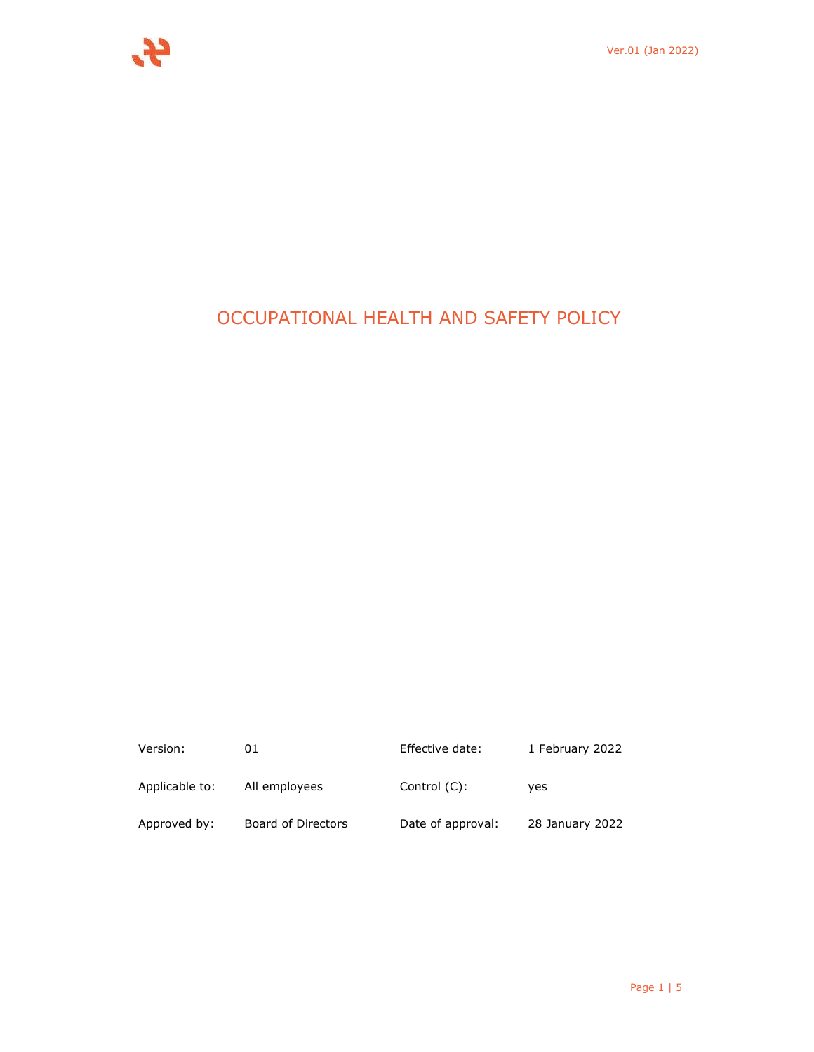# OCCUPATIONAL HEALTH AND SAFETY POLICY

| Version: | 01 | Effective date: | 1 February 2022 |
|---|---|---|---|
| Applicable to: | All employees | Control (C): | yes |
| Approved by: | Board of Directors | Date of approval: | 28 January 2022 |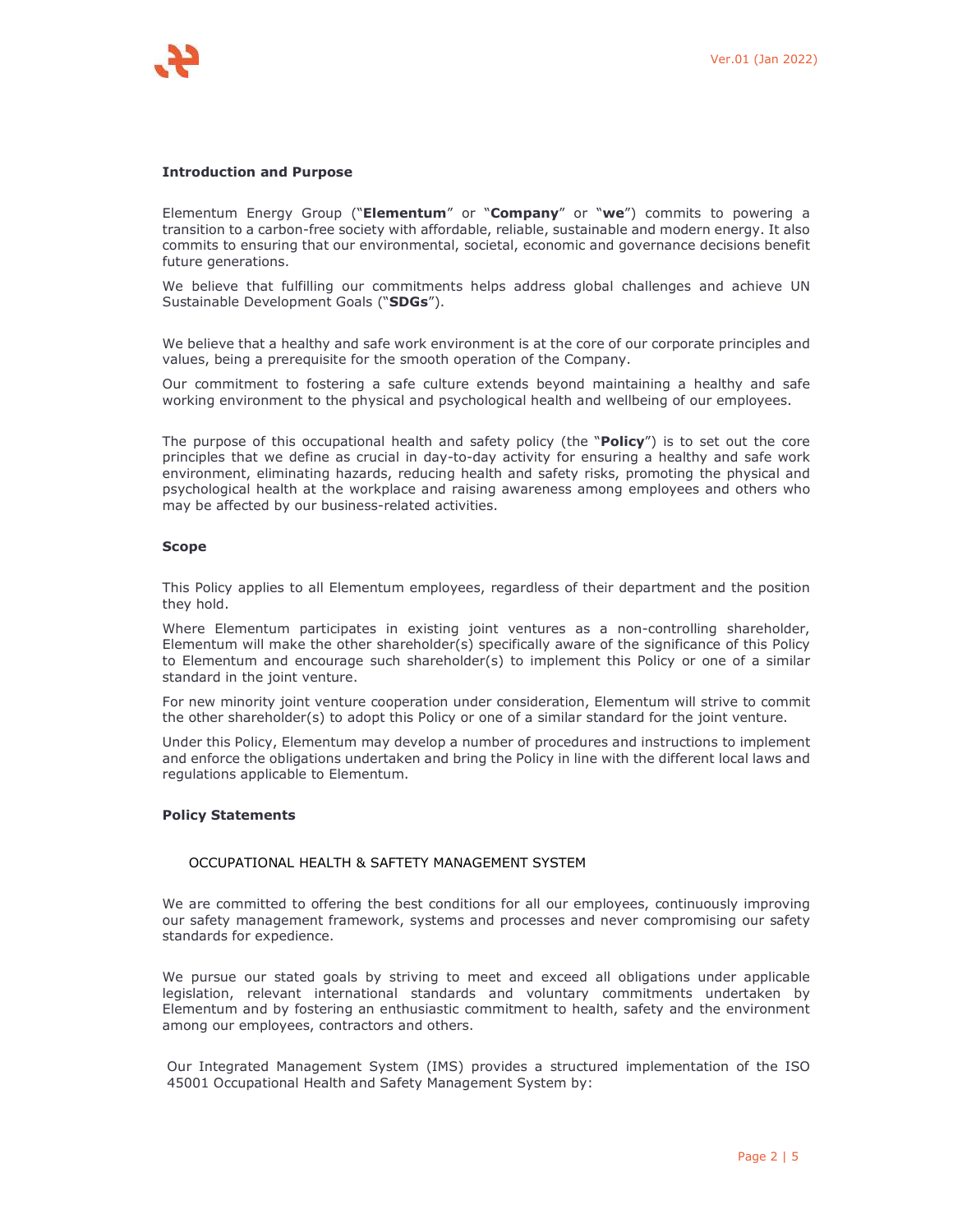## Introduction and Purpose

Elementum Energy Group ("**Elementum**" or "**Company**" or "**we**") commits to powering a transition to a carbon-free society with affordable, reliable, sustainable and modern energy. It also commits to ensuring that our environmental, societal, economic and governance decisions benefit future generations.

We believe that fulfilling our commitments helps address global challenges and achieve UN Sustainable Development Goals ("**SDGs**").

We believe that a healthy and safe work environment is at the core of our corporate principles and values, being a prerequisite for the smooth operation of the Company.

Our commitment to fostering a safe culture extends beyond maintaining a healthy and safe working environment to the physical and psychological health and wellbeing of our employees.

The purpose of this occupational health and safety policy (the "**Policy**") is to set out the core principles that we define as crucial in day-to-day activity for ensuring a healthy and safe work environment, eliminating hazards, reducing health and safety risks, promoting the physical and psychological health at the workplace and raising awareness among employees and others who may be affected by our business-related activities.

## Scope

This Policy applies to all Elementum employees, regardless of their department and the position they hold.

Where Elementum participates in existing joint ventures as a non-controlling shareholder, Elementum will make the other shareholder(s) specifically aware of the significance of this Policy to Elementum and encourage such shareholder(s) to implement this Policy or one of a similar standard in the joint venture.

For new minority joint venture cooperation under consideration, Elementum will strive to commit the other shareholder(s) to adopt this Policy or one of a similar standard for the joint venture.

Under this Policy, Elementum may develop a number of procedures and instructions to implement and enforce the obligations undertaken and bring the Policy in line with the different local laws and regulations applicable to Elementum.

## Policy Statements

### OCCUPATIONAL HEALTH & SAFFETY MANAGEMENT SYSTEM

We are committed to offering the best conditions for all our employees, continuously improving our safety management framework, systems and processes and never compromising our safety standards for expedience.

We pursue our stated goals by striving to meet and exceed all obligations under applicable legislation, relevant international standards and voluntary commitments undertaken by Elementum and by fostering an enthusiastic commitment to health, safety and the environment among our employees, contractors and others.

Our Integrated Management System (IMS) provides a structured implementation of the ISO 45001 Occupational Health and Safety Management System by: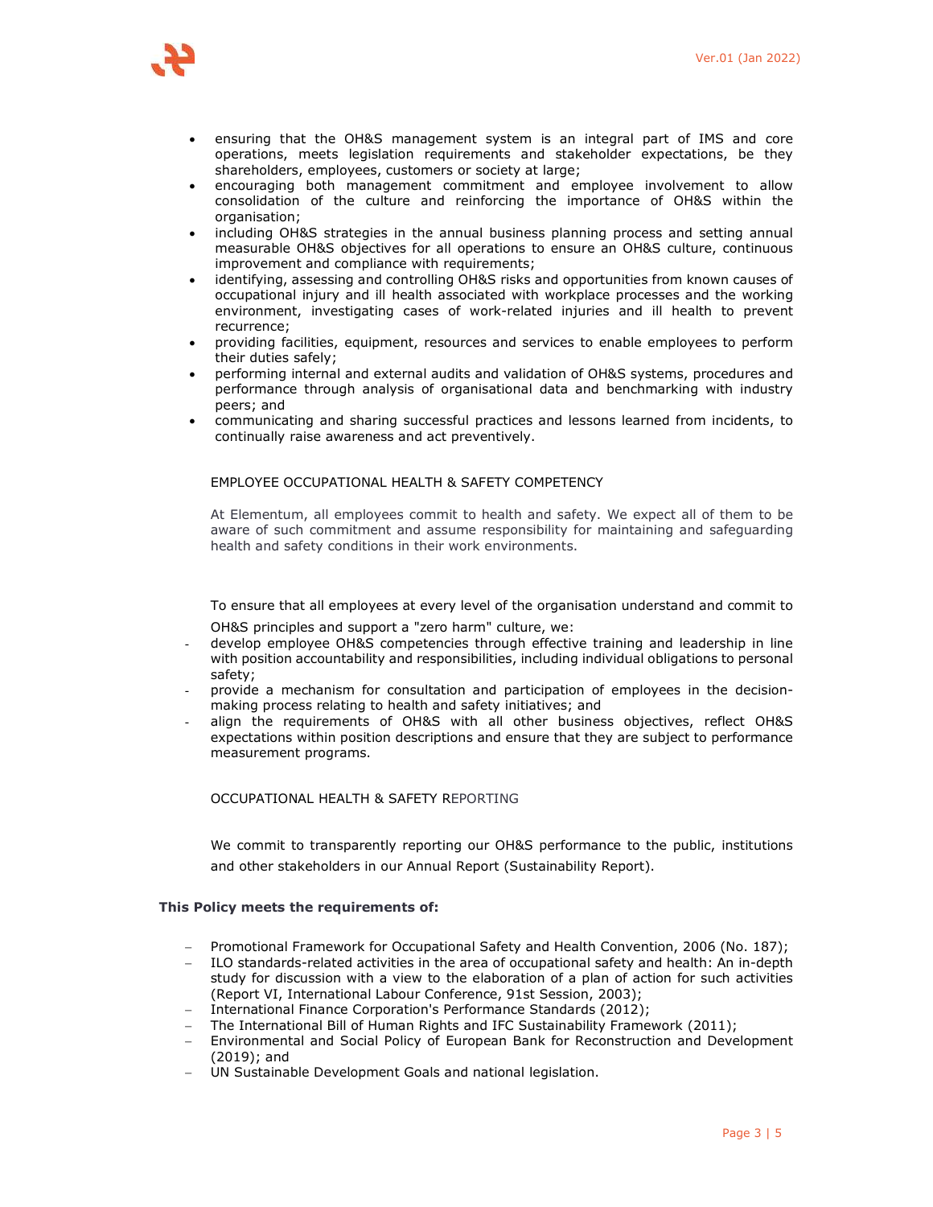- ensuring that the OH&S management system is an integral part of IMS and core operations, meets legislation requirements and stakeholder expectations, be they shareholders, employees, customers or society at large;
- encouraging both management commitment and employee involvement to allow consolidation of the culture and reinforcing the importance of OH&S within the organisation;
- including OH&S strategies in the annual business planning process and setting annual measurable OH&S objectives for all operations to ensure an OH&S culture, continuous improvement and compliance with requirements;
- identifying, assessing and controlling OH&S risks and opportunities from known causes of occupational injury and ill health associated with workplace processes and the working environment, investigating cases of work-related injuries and ill health to prevent recurrence;
- providing facilities, equipment, resources and services to enable employees to perform their duties safely;
- performing internal and external audits and validation of OH&S systems, procedures and performance through analysis of organisational data and benchmarking with industry peers; and
- communicating and sharing successful practices and lessons learned from incidents, to continually raise awareness and act preventively.

## EMPLOYEE OCCUPATIONAL HEALTH & SAFETY COMPETENCY

At Elementum, all employees commit to health and safety. We expect all of them to be aware of such commitment and assume responsibility for maintaining and safeguarding health and safety conditions in their work environments.

To ensure that all employees at every level of the organisation understand and commit to OH&S principles and support a "zero harm" culture, we:

- develop employee OH&S competencies through effective training and leadership in line with position accountability and responsibilities, including individual obligations to personal safety;
- provide a mechanism for consultation and participation of employees in the decision-making process relating to health and safety initiatives; and
- align the requirements of OH&S with all other business objectives, reflect OH&S expectations within position descriptions and ensure that they are subject to performance measurement programs.

## OCCUPATIONAL HEALTH & SAFETY REPORTING

We commit to transparently reporting our OH&S performance to the public, institutions and other stakeholders in our Annual Report (Sustainability Report).

**This Policy meets the requirements of:**

- Promotional Framework for Occupational Safety and Health Convention, 2006 (No. 187);
- ILO standards-related activities in the area of occupational safety and health: An in-depth study for discussion with a view to the elaboration of a plan of action for such activities (Report VI, International Labour Conference, 91st Session, 2003);
- International Finance Corporation's Performance Standards (2012);
- The International Bill of Human Rights and IFC Sustainability Framework (2011);
- Environmental and Social Policy of European Bank for Reconstruction and Development (2019); and
- UN Sustainable Development Goals and national legislation.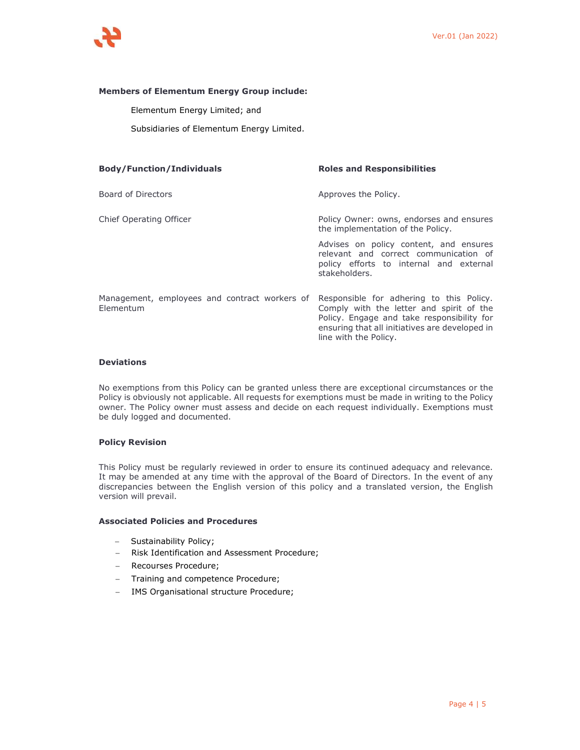**Members of Elementum Energy Group include:**

Elementum Energy Limited; and

Subsidiaries of Elementum Energy Limited.

| Body/Function/Individuals | Roles and Responsibilities |
|---|---|
| Board of Directors | Approves the Policy. |
| Chief Operating Officer | Policy Owner: owns, endorses and ensures the implementation of the Policy.<br><br>Advises on policy content, and ensures relevant and correct communication of policy efforts to internal and external stakeholders. |
| Management, employees and contract workers of Elementum | Responsible for adhering to this Policy. Comply with the letter and spirit of the Policy. Engage and take responsibility for ensuring that all initiatives are developed in line with the Policy. |

**Deviations**

No exemptions from this Policy can be granted unless there are exceptional circumstances or the Policy is obviously not applicable. All requests for exemptions must be made in writing to the Policy owner. The Policy owner must assess and decide on each request individually. Exemptions must be duly logged and documented.

**Policy Revision**

This Policy must be regularly reviewed in order to ensure its continued adequacy and relevance. It may be amended at any time with the approval of the Board of Directors. In the event of any discrepancies between the English version of this policy and a translated version, the English version will prevail.

**Associated Policies and Procedures**

- Sustainability Policy;
- Risk Identification and Assessment Procedure;
- Recourses Procedure;
- Training and competence Procedure;
- IMS Organisational structure Procedure;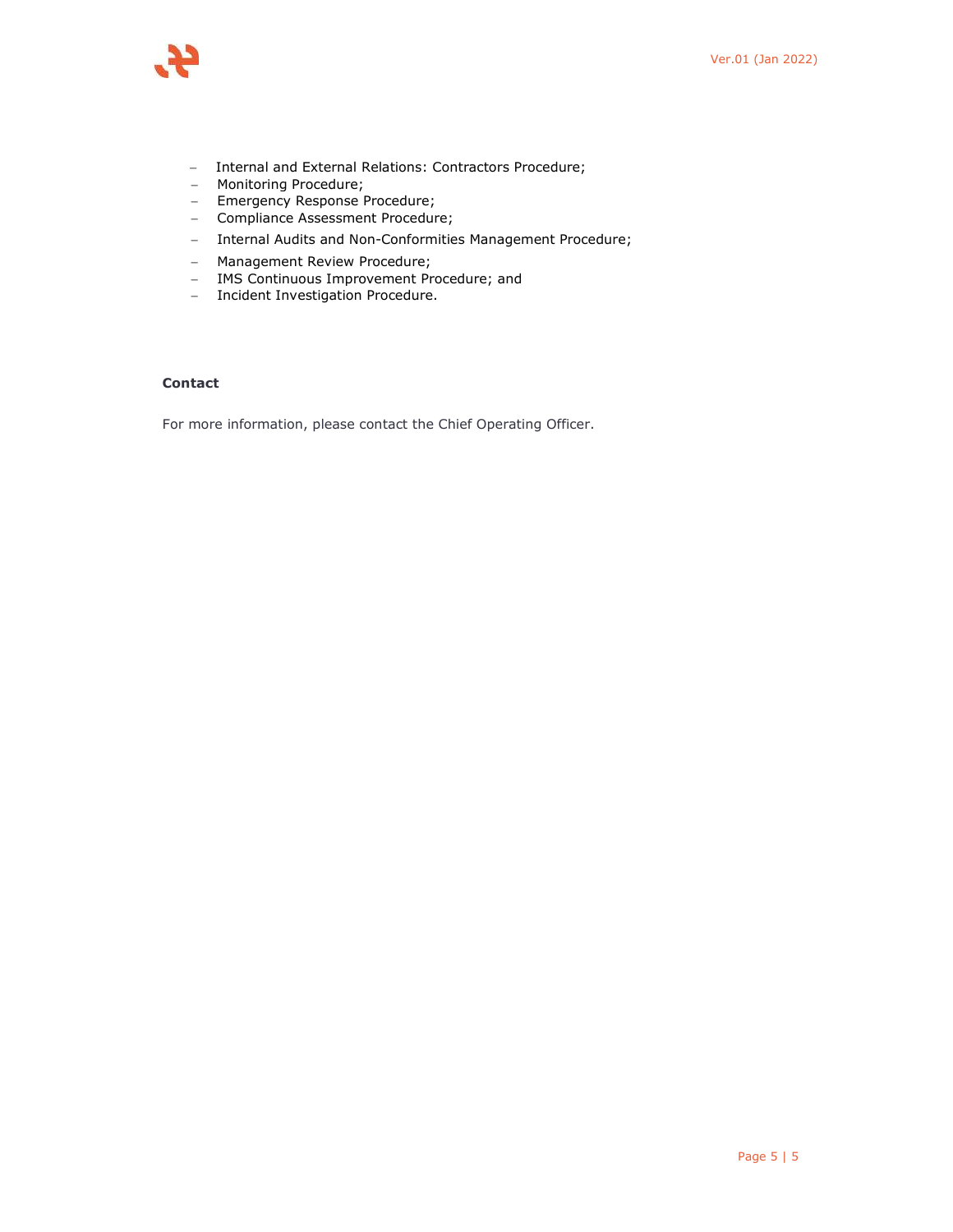- Internal and External Relations: Contractors Procedure;
- Monitoring Procedure;
- Emergency Response Procedure;
- Compliance Assessment Procedure;
- Internal Audits and Non-Conformities Management Procedure;
- Management Review Procedure;
- IMS Continuous Improvement Procedure; and
- Incident Investigation Procedure.

**Contact**

For more information, please contact the Chief Operating Officer.